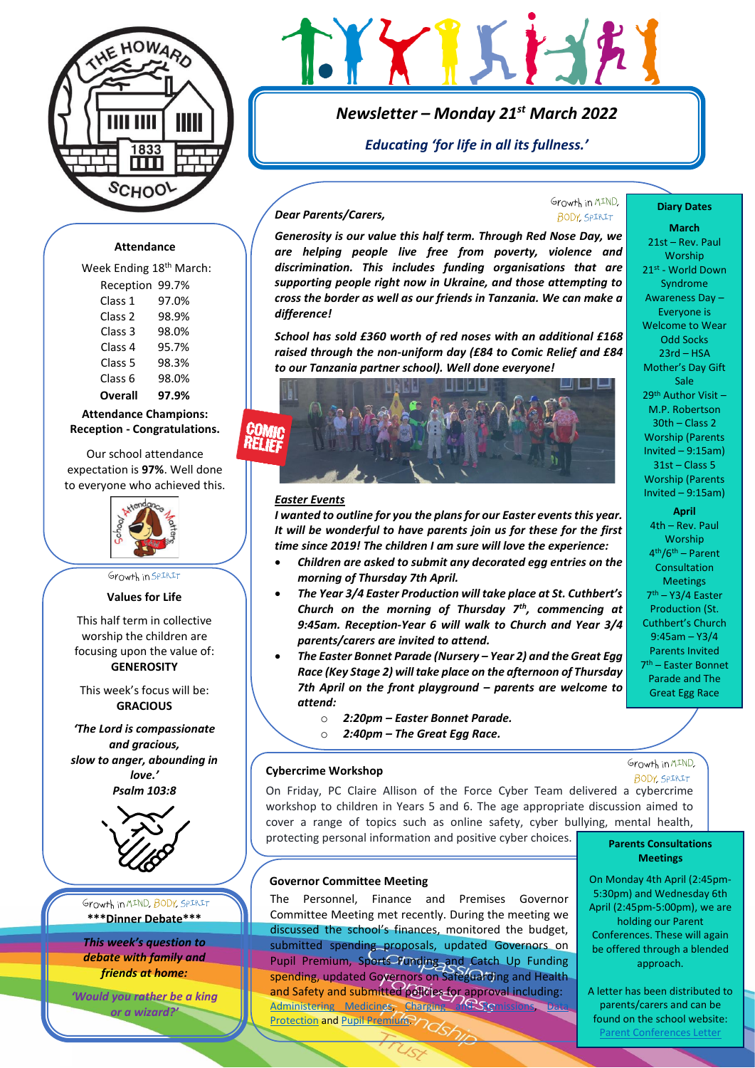# Newsletter – Monday 21st March 2022

*Educating 'for life in all its fullness.'*

*Growth in MIND, BODY, SPIRIT*

***Dear Parents/Carers,***

***Generosity is our value this half term. Through Red Nose Day, we are helping people live free from poverty, violence and discrimination. This includes funding organisations that are supporting people right now in Ukraine, and those attempting to cross the border as well as our friends in Tanzania. We can make a difference!***

***School has sold £360 worth of red noses with an additional £168 raised through the non-uniform day (£84 to Comic Relief and £84 to our Tanzania partner school). Well done everyone!***

### *Easter Events*

***I wanted to outline for you the plans for our Easter events this year. It will be wonderful to have parents join us for these for the first time since 2019! The children I am sure will love the experience:***

- ***Children are asked to submit any decorated egg entries on the morning of Thursday 7th April.***
- ***The Year 3/4 Easter Production will take place at St. Cuthbert's Church on the morning of Thursday 7th, commencing at 9:45am. Reception-Year 6 will walk to Church and Year 3/4 parents/carers are invited to attend.***
- ***The Easter Bonnet Parade (Nursery – Year 2) and the Great Egg Race (Key Stage 2) will take place on the afternoon of Thursday 7th April on the front playground – parents are welcome to attend:***
  - ***2:20pm – Easter Bonnet Parade.***
  - ***2:40pm – The Great Egg Race.***

### Cybercrime Workshop

*Growth in MIND, BODY, SPIRIT*

On Friday, PC Claire Allison of the Force Cyber Team delivered a cybercrime workshop to children in Years 5 and 6. The age appropriate discussion aimed to cover a range of topics such as online safety, cyber bullying, mental health, protecting personal information and positive cyber choices.

### Governor Committee Meeting

The Personnel, Finance and Premises Governor Committee Meeting met recently. During the meeting we discussed the school's finances, monitored the budget, submitted spending proposals, updated Governors on Pupil Premium, Sports Funding and Catch Up Funding spending, updated Governors on Safeguarding and Health and Safety and submitted policies for approval including: Administering Medicines, Charging and Remissions, Data Protection and Pupil Premium.

### Attendance

Week Ending 18th March:

| Class | Attendance |
|---|---|
| Reception | 99.7% |
| Class 1 | 97.0% |
| Class 2 | 98.9% |
| Class 3 | 98.0% |
| Class 4 | 95.7% |
| Class 5 | 98.3% |
| Class 6 | 98.0% |
| **Overall** | **97.9%** |

**Attendance Champions: Reception - Congratulations.**

Our school attendance expectation is **97%**. Well done to everyone who achieved this.

*Growth in SPIRIT*

### Values for Life

This half term in collective worship the children are focusing upon the value of: **GENEROSITY**

This week's focus will be: **GRACIOUS**

***'The Lord is compassionate and gracious, slow to anger, abounding in love.' Psalm 103:8***

*Growth in MIND, BODY, SPIRIT*

**\*\*\*Dinner Debate\*\*\***

***This week's question to debate with family and friends at home:***

***'Would you rather be a king or a wizard?'***

### Diary Dates

**March**

- 21st – Rev. Paul Worship
- 21st - World Down Syndrome Awareness Day – Everyone is Welcome to Wear Odd Socks
- 23rd – HSA Mother's Day Gift Sale
- 29th Author Visit – M.P. Robertson
- 30th – Class 2 Worship (Parents Invited – 9:15am)
- 31st – Class 5 Worship (Parents Invited – 9:15am)

**April**

- 4th – Rev. Paul Worship
- 4th/6th – Parent Consultation Meetings
- 7th – Y3/4 Easter Production (St. Cuthbert's Church 9:45am – Y3/4 Parents Invited
- 7th – Easter Bonnet Parade and The Great Egg Race

### Parents Consultations Meetings

On Monday 4th April (2:45pm-5:30pm) and Wednesday 6th April (2:45pm-5:00pm), we are holding our Parent Conferences. These will again be offered through a blended approach.

A letter has been distributed to parents/carers and can be found on the school website: Parent Conferences Letter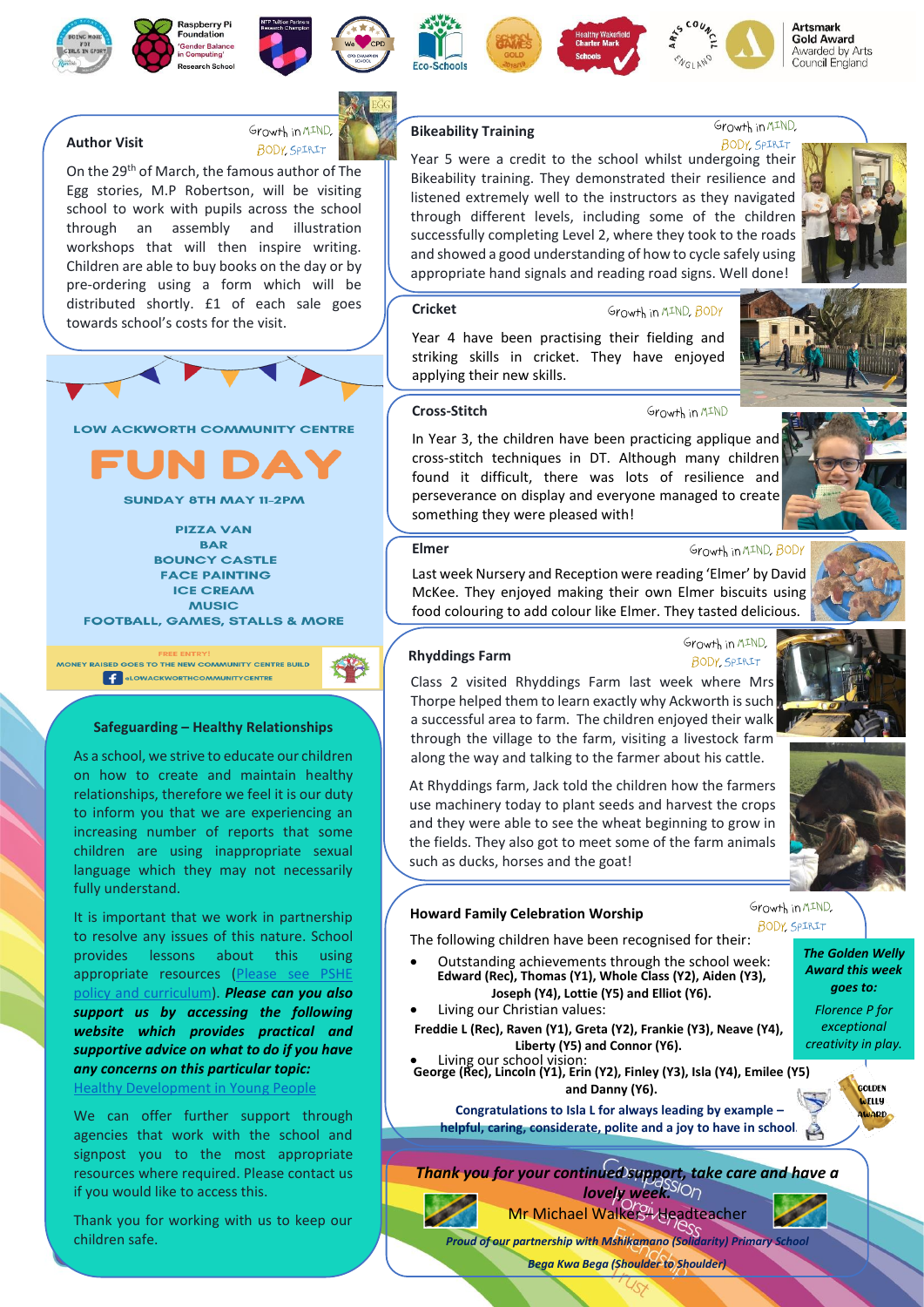Raspberry Pi Foundation 'Gender Balance in Computing' Research School

Eco-Schools

Healthy Wakefield Charter Mark Schools

Artsmark Gold Award Awarded by Arts Council England

## Author Visit

Growth in MIND, BODY, SPIRIT

On the 29th of March, the famous author of The Egg stories, M.P Robertson, will be visiting school to work with pupils across the school through an assembly and illustration workshops that will then inspire writing. Children are able to buy books on the day or by pre-ordering using a form which will be distributed shortly. £1 of each sale goes towards school's costs for the visit.

LOW ACKWORTH COMMUNITY CENTRE

# FUN DAY

SUNDAY 8TH MAY 11-2PM

PIZZA VAN
BAR
BOUNCY CASTLE
FACE PAINTING
ICE CREAM
MUSIC
FOOTBALL, GAMES, STALLS & MORE

FREE ENTRY!
MONEY RAISED GOES TO THE NEW COMMUNITY CENTRE BUILD
@LOWACKWORTHCOMMUNITYCENTRE

## Safeguarding – Healthy Relationships

As a school, we strive to educate our children on how to create and maintain healthy relationships, therefore we feel it is our duty to inform you that we are experiencing an increasing number of reports that some children are using inappropriate sexual language which they may not necessarily fully understand.

It is important that we work in partnership to resolve any issues of this nature. School provides lessons about this using appropriate resources (Please see PSHE policy and curriculum). ***Please can you also support us by accessing the following website which provides practical and supportive advice on what to do if you have any concerns on this particular topic:***
Healthy Development in Young People

We can offer further support through agencies that work with the school and signpost you to the most appropriate resources where required. Please contact us if you would like to access this.

Thank you for working with us to keep our children safe.

## Bikeability Training

Growth in MIND, BODY, SPIRIT

Year 5 were a credit to the school whilst undergoing their Bikeability training. They demonstrated their resilience and listened extremely well to the instructors as they navigated through different levels, including some of the children successfully completing Level 2, where they took to the roads and showed a good understanding of how to cycle safely using appropriate hand signals and reading road signs. Well done!

## Cricket

Growth in MIND, BODY

Year 4 have been practising their fielding and striking skills in cricket. They have enjoyed applying their new skills.

## Cross-Stitch

Growth in MIND

In Year 3, the children have been practicing applique and cross-stitch techniques in DT. Although many children found it difficult, there was lots of resilience and perseverance on display and everyone managed to create something they were pleased with!

## Elmer

Growth in MIND, BODY

Last week Nursery and Reception were reading 'Elmer' by David McKee. They enjoyed making their own Elmer biscuits using food colouring to add colour like Elmer. They tasted delicious.

## Rhyddings Farm

Growth in MIND, BODY, SPIRIT

Class 2 visited Rhyddings Farm last week where Mrs Thorpe helped them to learn exactly why Ackworth is such a successful area to farm. The children enjoyed their walk through the village to the farm, visiting a livestock farm along the way and talking to the farmer about his cattle.

At Rhyddings farm, Jack told the children how the farmers use machinery today to plant seeds and harvest the crops and they were able to see the wheat beginning to grow in the fields. They also got to meet some of the farm animals such as ducks, horses and the goat!

## Howard Family Celebration Worship

Growth in MIND, BODY, SPIRIT

The following children have been recognised for their:

- Outstanding achievements through the school week:
  **Edward (Rec), Thomas (Y1), Whole Class (Y2), Aiden (Y3), Joseph (Y4), Lottie (Y5) and Elliot (Y6).**
- Living our Christian values:
  **Freddie L (Rec), Raven (Y1), Greta (Y2), Frankie (Y3), Neave (Y4), Liberty (Y5) and Connor (Y6).**
- Living our school vision:
  **George (Rec), Lincoln (Y1), Erin (Y2), Finley (Y3), Isla (Y4), Emilee (Y5) and Danny (Y6).**

***The Golden Welly Award this week goes to:***

*Florence P for exceptional creativity in play.*

**Congratulations to Isla L for always leading by example – helpful, caring, considerate, polite and a joy to have in school.**

GOLDEN WELLY AWARD

***Thank you for your continued support, take care and have a lovely week.***

Mr Michael Walker, Headteacher

***Proud of our partnership with Mshikamano (Solidarity) Primary School***

***Bega Kwa Bega (Shoulder to Shoulder)***